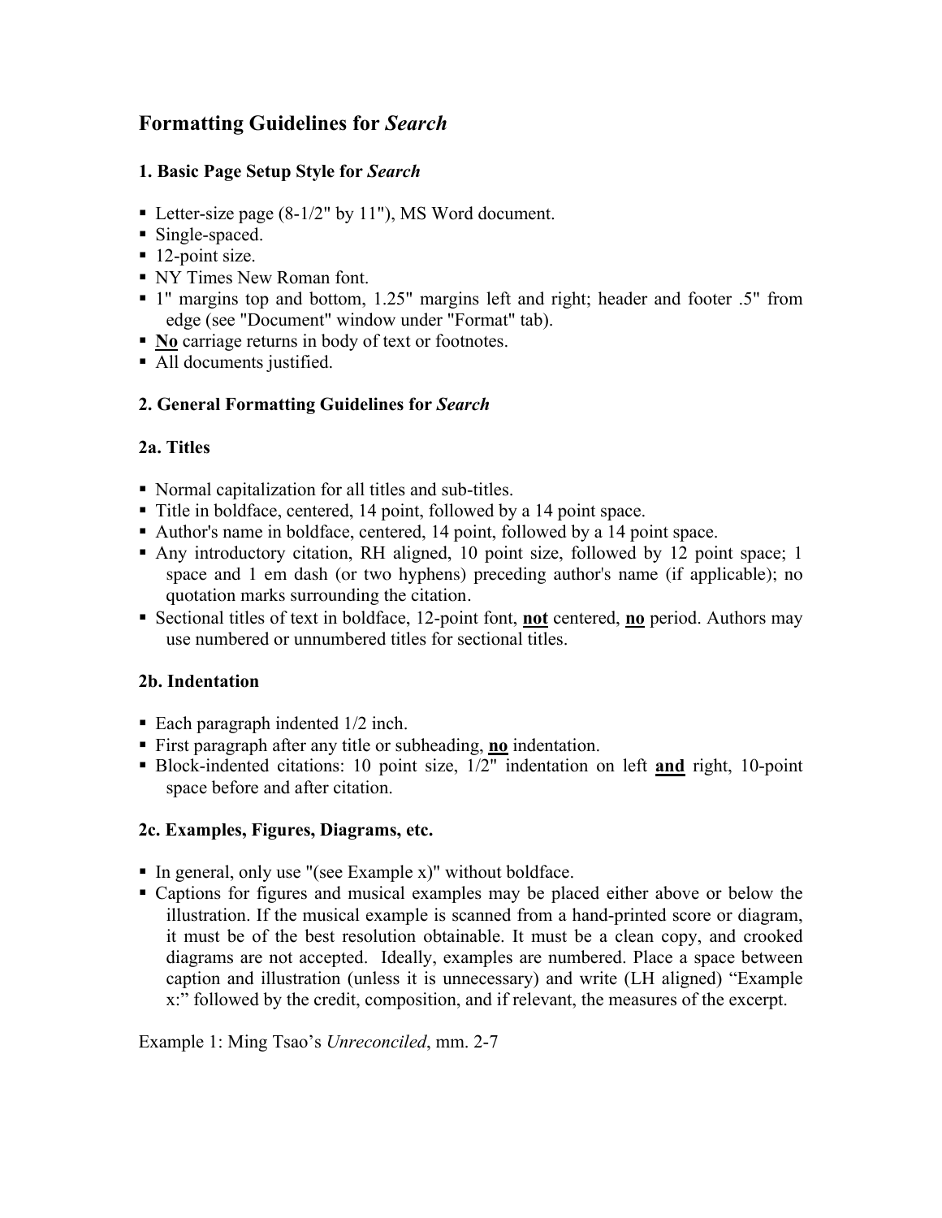# Formatting Guidelines for *Search*

### 1. Basic Page Setup Style for *Search*

- Letter-size page (8-1/2" by 11"), MS Word document.
- Single-spaced.
- 12-point size.
- NY Times New Roman font.
- 1" margins top and bottom, 1.25" margins left and right; header and footer .5" from edge (see "Document" window under "Format" tab).
- **<u>No</u>** carriage returns in body of text or footnotes.
- All documents justified.

### 2. General Formatting Guidelines for *Search*

### 2a. Titles

- Normal capitalization for all titles and sub-titles.
- Title in boldface, centered, 14 point, followed by a 14 point space.
- Author's name in boldface, centered, 14 point, followed by a 14 point space.
- Any introductory citation, RH aligned, 10 point size, followed by 12 point space; 1 space and 1 em dash (or two hyphens) preceding author's name (if applicable); no quotation marks surrounding the citation.
- Sectional titles of text in boldface, 12-point font, **<u>not</u>** centered, **<u>no</u>** period. Authors may use numbered or unnumbered titles for sectional titles.

### 2b. Indentation

- Each paragraph indented 1/2 inch.
- First paragraph after any title or subheading, **<u>no</u>** indentation.
- Block-indented citations: 10 point size, 1/2" indentation on left **<u>and</u>** right, 10-point space before and after citation.

### 2c. Examples, Figures, Diagrams, etc.

- In general, only use "(see Example x)" without boldface.
- Captions for figures and musical examples may be placed either above or below the illustration. If the musical example is scanned from a hand-printed score or diagram, it must be of the best resolution obtainable. It must be a clean copy, and crooked diagrams are not accepted. Ideally, examples are numbered. Place a space between caption and illustration (unless it is unnecessary) and write (LH aligned) "Example x:" followed by the credit, composition, and if relevant, the measures of the excerpt.

Example 1: Ming Tsao's *Unreconciled*, mm. 2-7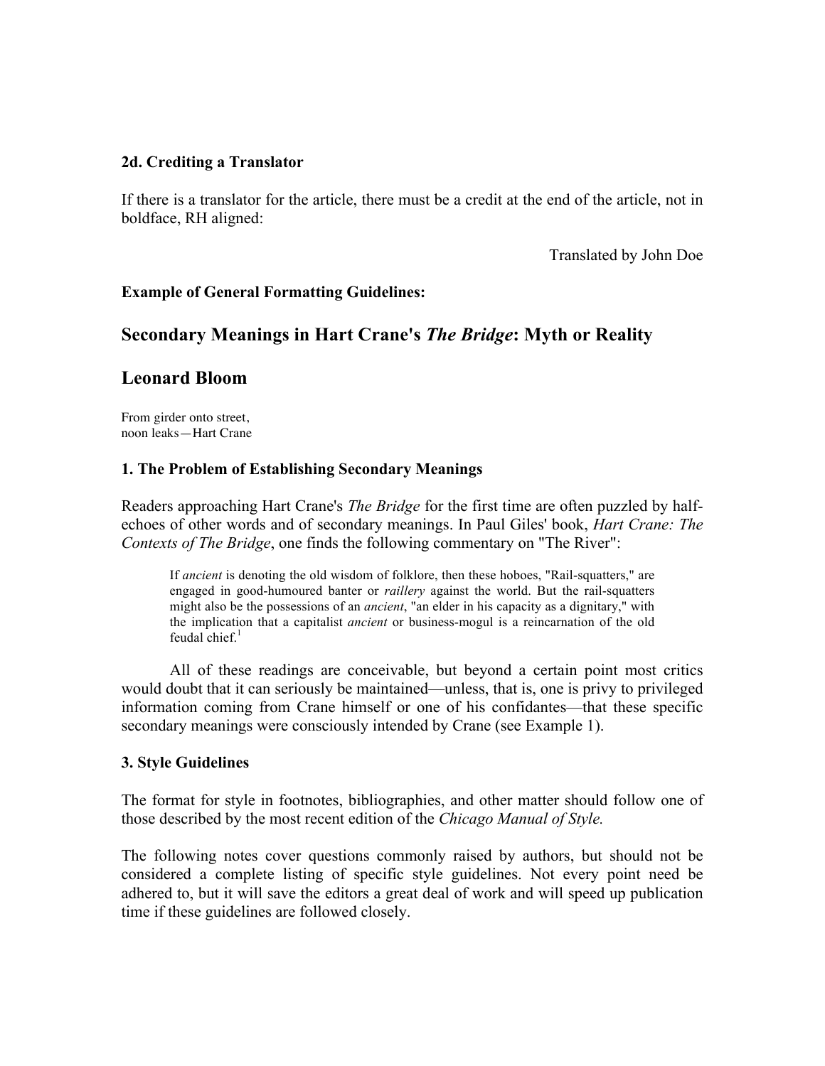**2d. Crediting a Translator**

If there is a translator for the article, there must be a credit at the end of the article, not in boldface, RH aligned:

<div align="right">Translated by John Doe</div>

**Example of General Formatting Guidelines:**

## Secondary Meanings in Hart Crane's *The Bridge*: Myth or Reality

## Leonard Bloom

From girder onto street,
noon leaks—Hart Crane

**1. The Problem of Establishing Secondary Meanings**

Readers approaching Hart Crane's *The Bridge* for the first time are often puzzled by half-echoes of other words and of secondary meanings. In Paul Giles' book, *Hart Crane: The Contexts of The Bridge*, one finds the following commentary on "The River":

> If *ancient* is denoting the old wisdom of folklore, then these hoboes, "Rail-squatters," are engaged in good-humoured banter or *raillery* against the world. But the rail-squatters might also be the possessions of an *ancient*, "an elder in his capacity as a dignitary," with the implication that a capitalist *ancient* or business-mogul is a reincarnation of the old feudal chief.[1]

All of these readings are conceivable, but beyond a certain point most critics would doubt that it can seriously be maintained—unless, that is, one is privy to privileged information coming from Crane himself or one of his confidantes—that these specific secondary meanings were consciously intended by Crane (see Example 1).

**3. Style Guidelines**

The format for style in footnotes, bibliographies, and other matter should follow one of those described by the most recent edition of the *Chicago Manual of Style.*

The following notes cover questions commonly raised by authors, but should not be considered a complete listing of specific style guidelines. Not every point need be adhered to, but it will save the editors a great deal of work and will speed up publication time if these guidelines are followed closely.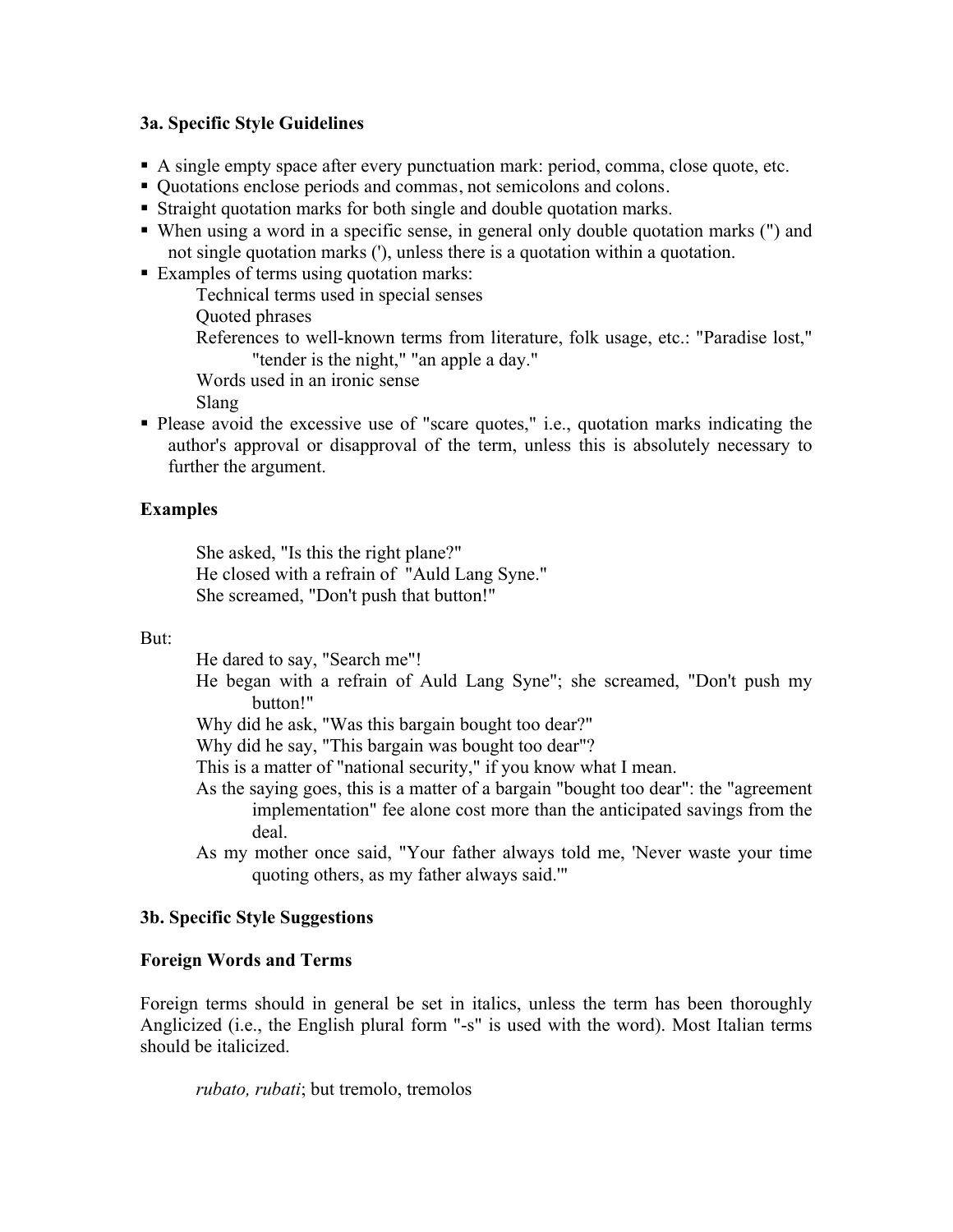### 3a. Specific Style Guidelines

- A single empty space after every punctuation mark: period, comma, close quote, etc.
- Quotations enclose periods and commas, not semicolons and colons.
- Straight quotation marks for both single and double quotation marks.
- When using a word in a specific sense, in general only double quotation marks (") and not single quotation marks ('), unless there is a quotation within a quotation.
- Examples of terms using quotation marks:
  - Technical terms used in special senses
  - Quoted phrases
  - References to well-known terms from literature, folk usage, etc.: "Paradise lost," "tender is the night," "an apple a day."
  - Words used in an ironic sense
  - Slang
- Please avoid the excessive use of "scare quotes," i.e., quotation marks indicating the author's approval or disapproval of the term, unless this is absolutely necessary to further the argument.

### Examples

> She asked, "Is this the right plane?"
> He closed with a refrain of "Auld Lang Syne."
> She screamed, "Don't push that button!"

But:

> He dared to say, "Search me"!
> He began with a refrain of Auld Lang Syne"; she screamed, "Don't push my button!"
> Why did he ask, "Was this bargain bought too dear?"
> Why did he say, "This bargain was bought too dear"?
> This is a matter of "national security," if you know what I mean.
> As the saying goes, this is a matter of a bargain "bought too dear": the "agreement implementation" fee alone cost more than the anticipated savings from the deal.
> As my mother once said, "Your father always told me, 'Never waste your time quoting others, as my father always said.'"

### 3b. Specific Style Suggestions

### Foreign Words and Terms

Foreign terms should in general be set in italics, unless the term has been thoroughly Anglicized (i.e., the English plural form "-s" is used with the word). Most Italian terms should be italicized.

> *rubato, rubati*; but tremolo, tremolos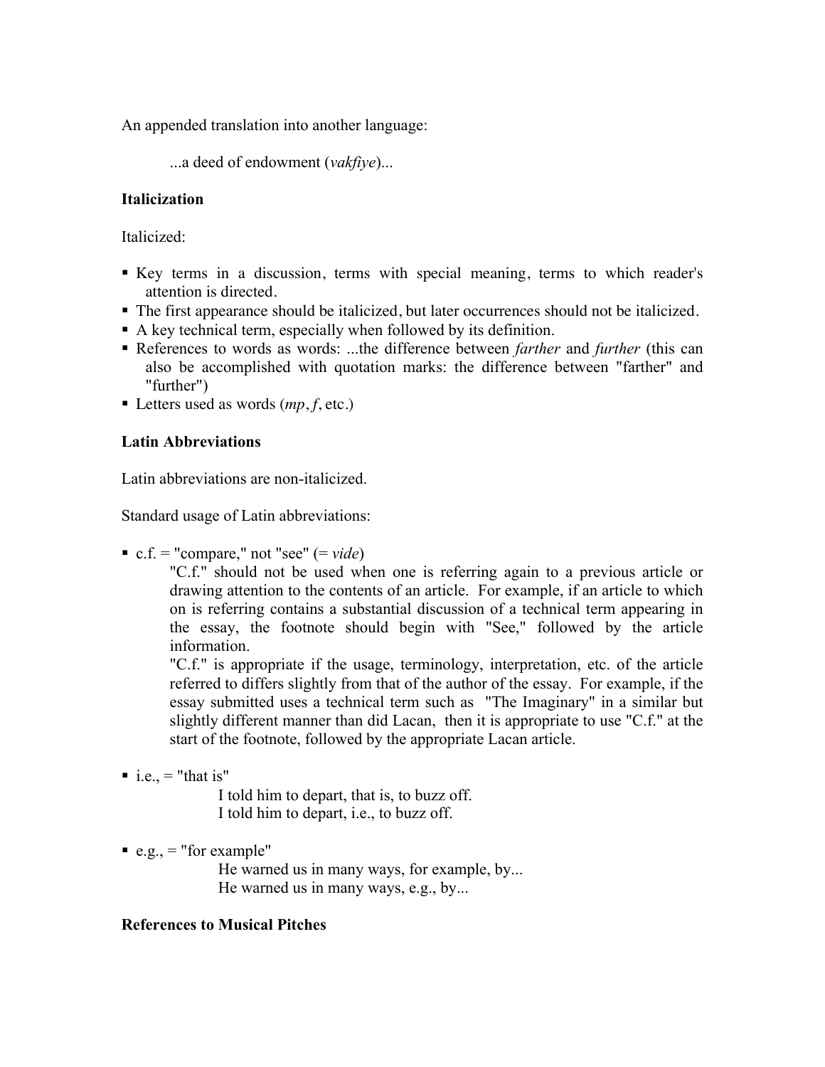An appended translation into another language:

> ...a deed of endowment (*vakfiye*)...

**Italicization**

Italicized:

- Key terms in a discussion, terms with special meaning, terms to which reader's attention is directed.
- The first appearance should be italicized, but later occurrences should not be italicized.
- A key technical term, especially when followed by its definition.
- References to words as words: ...the difference between *farther* and *further* (this can also be accomplished with quotation marks: the difference between "farther" and "further")
- Letters used as words (*mp*, *f*, etc.)

**Latin Abbreviations**

Latin abbreviations are non-italicized.

Standard usage of Latin abbreviations:

- c.f. = "compare," not "see" (= *vide*)

  "C.f." should not be used when one is referring again to a previous article or drawing attention to the contents of an article. For example, if an article to which on is referring contains a substantial discussion of a technical term appearing in the essay, the footnote should begin with "See," followed by the article information.

  "C.f." is appropriate if the usage, terminology, interpretation, etc. of the article referred to differs slightly from that of the author of the essay. For example, if the essay submitted uses a technical term such as "The Imaginary" in a similar but slightly different manner than did Lacan, then it is appropriate to use "C.f." at the start of the footnote, followed by the appropriate Lacan article.

- i.e., = "that is"

  I told him to depart, that is, to buzz off.
  I told him to depart, i.e., to buzz off.

- e.g., = "for example"

  He warned us in many ways, for example, by...
  He warned us in many ways, e.g., by...

**References to Musical Pitches**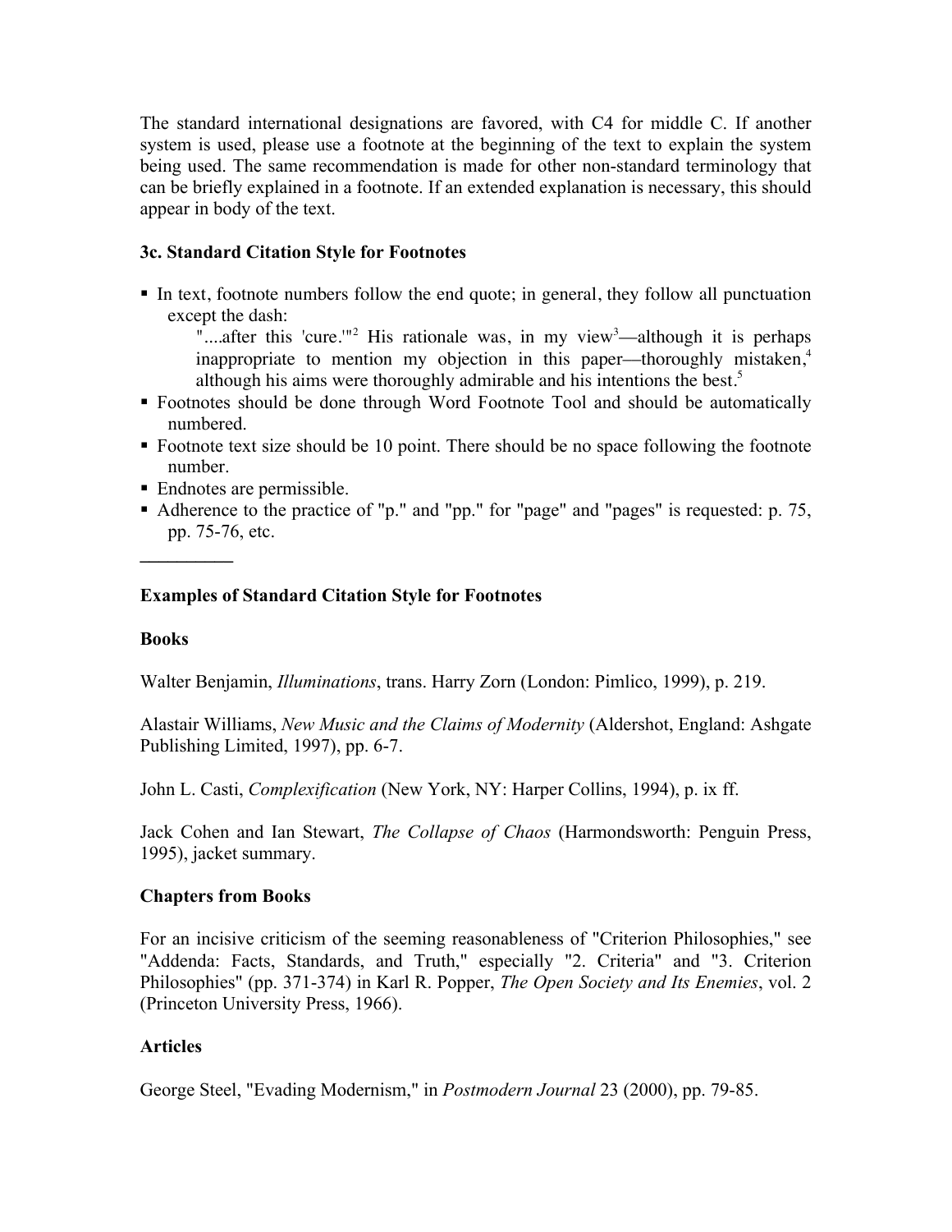The standard international designations are favored, with C4 for middle C. If another system is used, please use a footnote at the beginning of the text to explain the system being used. The same recommendation is made for other non-standard terminology that can be briefly explained in a footnote. If an extended explanation is necessary, this should appear in body of the text.

### 3c. Standard Citation Style for Footnotes

- In text, footnote numbers follow the end quote; in general, they follow all punctuation except the dash:

  > "....after this 'cure.'"[2] His rationale was, in my view[3]—although it is perhaps inappropriate to mention my objection in this paper—thoroughly mistaken,[4] although his aims were thoroughly admirable and his intentions the best.[5]

- Footnotes should be done through Word Footnote Tool and should be automatically numbered.
- Footnote text size should be 10 point. There should be no space following the footnote number.
- Endnotes are permissible.
- Adherence to the practice of "p." and "pp." for "page" and "pages" is requested: p. 75, pp. 75-76, etc.

__________

### Examples of Standard Citation Style for Footnotes

#### Books

Walter Benjamin, *Illuminations*, trans. Harry Zorn (London: Pimlico, 1999), p. 219.

Alastair Williams, *New Music and the Claims of Modernity* (Aldershot, England: Ashgate Publishing Limited, 1997), pp. 6-7.

John L. Casti, *Complexification* (New York, NY: Harper Collins, 1994), p. ix ff.

Jack Cohen and Ian Stewart, *The Collapse of Chaos* (Harmondsworth: Penguin Press, 1995), jacket summary.

#### Chapters from Books

For an incisive criticism of the seeming reasonableness of "Criterion Philosophies," see "Addenda: Facts, Standards, and Truth," especially "2. Criteria" and "3. Criterion Philosophies" (pp. 371-374) in Karl R. Popper, *The Open Society and Its Enemies*, vol. 2 (Princeton University Press, 1966).

#### Articles

George Steel, "Evading Modernism," in *Postmodern Journal* 23 (2000), pp. 79-85.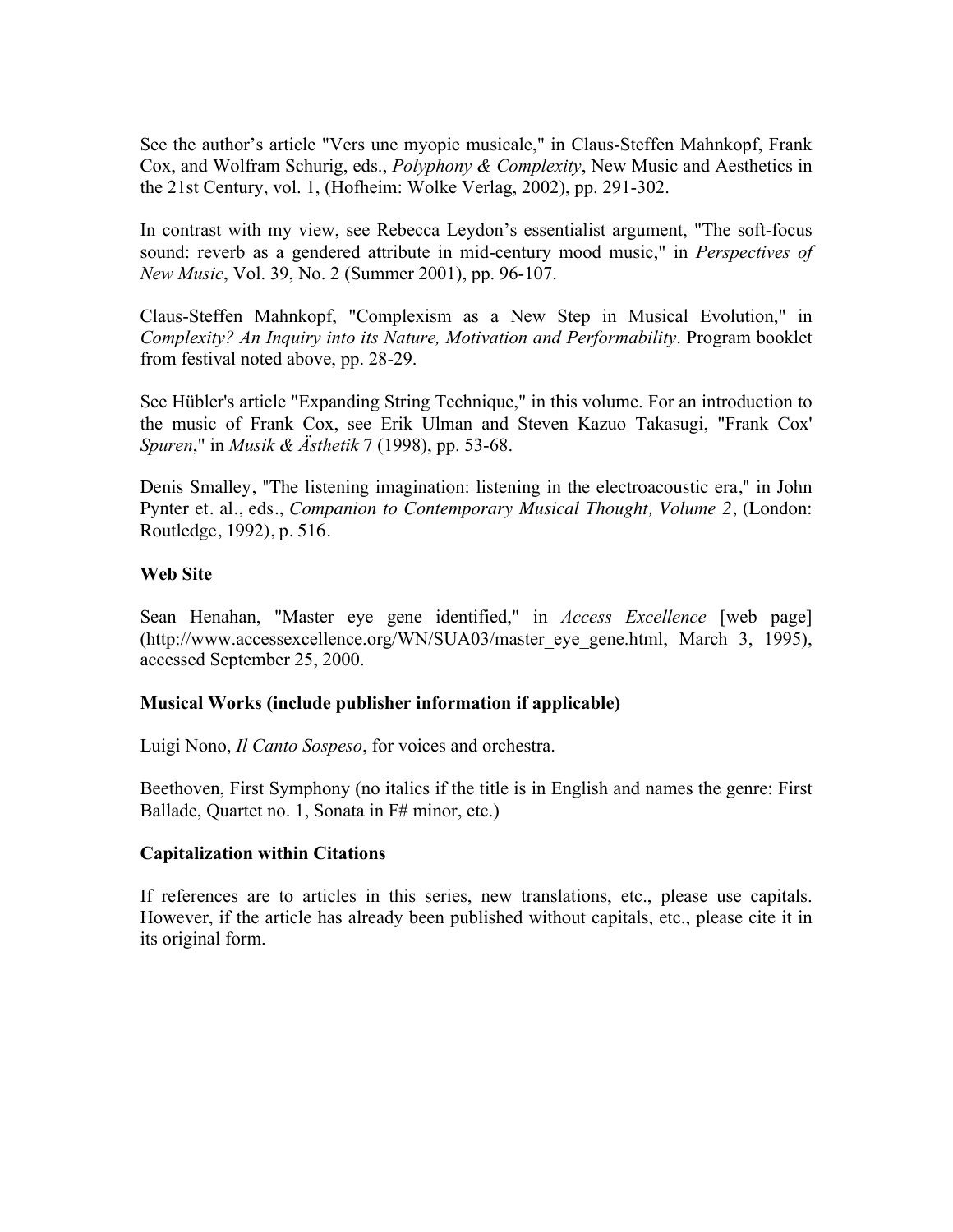See the author's article "Vers une myopie musicale," in Claus-Steffen Mahnkopf, Frank Cox, and Wolfram Schurig, eds., *Polyphony & Complexity*, New Music and Aesthetics in the 21st Century, vol. 1, (Hofheim: Wolke Verlag, 2002), pp. 291-302.

In contrast with my view, see Rebecca Leydon's essentialist argument, "The soft-focus sound: reverb as a gendered attribute in mid-century mood music," in *Perspectives of New Music*, Vol. 39, No. 2 (Summer 2001), pp. 96-107.

Claus-Steffen Mahnkopf, "Complexism as a New Step in Musical Evolution," in *Complexity? An Inquiry into its Nature, Motivation and Performability*. Program booklet from festival noted above, pp. 28-29.

See Hübler's article "Expanding String Technique," in this volume. For an introduction to the music of Frank Cox, see Erik Ulman and Steven Kazuo Takasugi, "Frank Cox' *Spuren*," in *Musik & Ästhetik* 7 (1998), pp. 53-68.

Denis Smalley, "The listening imagination: listening in the electroacoustic era," in John Pynter et. al., eds., *Companion to Contemporary Musical Thought, Volume 2*, (London: Routledge, 1992), p. 516.

**Web Site**

Sean Henahan, "Master eye gene identified," in *Access Excellence* [web page] (http://www.accessexcellence.org/WN/SUA03/master_eye_gene.html, March 3, 1995), accessed September 25, 2000.

**Musical Works (include publisher information if applicable)**

Luigi Nono, *Il Canto Sospeso*, for voices and orchestra.

Beethoven, First Symphony (no italics if the title is in English and names the genre: First Ballade, Quartet no. 1, Sonata in F# minor, etc.)

**Capitalization within Citations**

If references are to articles in this series, new translations, etc., please use capitals. However, if the article has already been published without capitals, etc., please cite it in its original form.